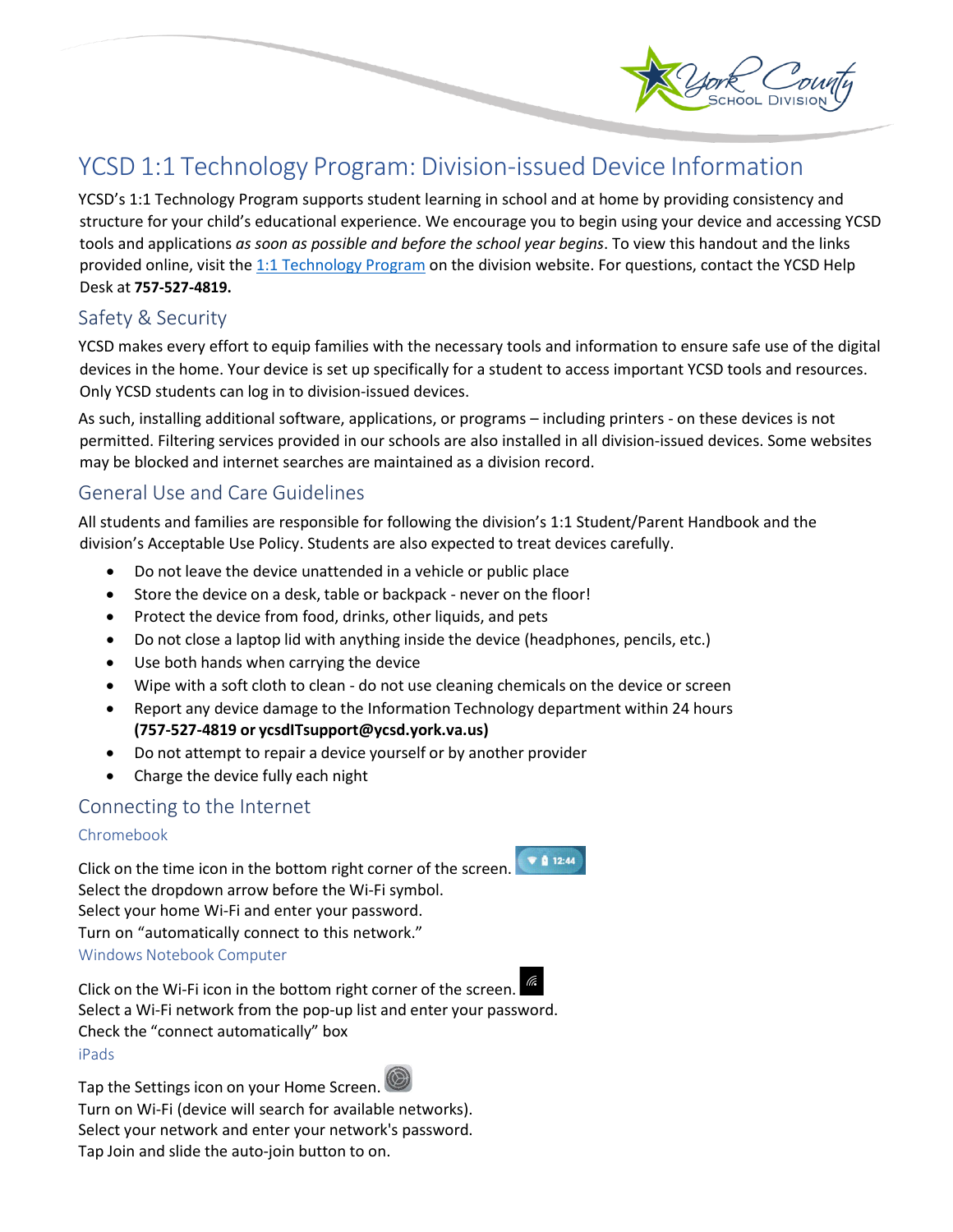# YCSD 1:1 Technology Program: Division-issued Device Information

YCSD's 1:1 Technology Program supports student learning in school and at home by providing consistency and structure for your child's educational experience. We encourage you to begin using your device and accessing YCSD tools and applications *as soon as possible and before the school year begins*. To view this handout and the links provided online, visit the 1:1 Technology Program on the division website. For questions, contact the YCSD Help Desk at **757-527-4819.**

## Safety & Security

YCSD makes every effort to equip families with the necessary tools and information to ensure safe use of the digital devices in the home. Your device is set up specifically for a student to access important YCSD tools and resources. Only YCSD students can log in to division-issued devices.

As such, installing additional software, applications, or programs – including printers - on these devices is not permitted. Filtering services provided in our schools are also installed in all division-issued devices. Some websites may be blocked and internet searches are maintained as a division record.

## General Use and Care Guidelines

All students and families are responsible for following the division's 1:1 Student/Parent Handbook and the division's Acceptable Use Policy. Students are also expected to treat devices carefully.

- Do not leave the device unattended in a vehicle or public place
- Store the device on a desk, table or backpack - never on the floor!
- Protect the device from food, drinks, other liquids, and pets
- Do not close a laptop lid with anything inside the device (headphones, pencils, etc.)
- Use both hands when carrying the device
- Wipe with a soft cloth to clean - do not use cleaning chemicals on the device or screen
- Report any device damage to the Information Technology department within 24 hours **(757-527-4819 or ycsdITsupport@ycsd.york.va.us)**
- Do not attempt to repair a device yourself or by another provider
- Charge the device fully each night

## Connecting to the Internet

### Chromebook

Click on the time icon in the bottom right corner of the screen.
Select the dropdown arrow before the Wi-Fi symbol.
Select your home Wi-Fi and enter your password.
Turn on "automatically connect to this network."

### Windows Notebook Computer

Click on the Wi-Fi icon in the bottom right corner of the screen.
Select a Wi-Fi network from the pop-up list and enter your password.
Check the "connect automatically" box

### iPads

Tap the Settings icon on your Home Screen.
Turn on Wi-Fi (device will search for available networks).
Select your network and enter your network's password.
Tap Join and slide the auto-join button to on.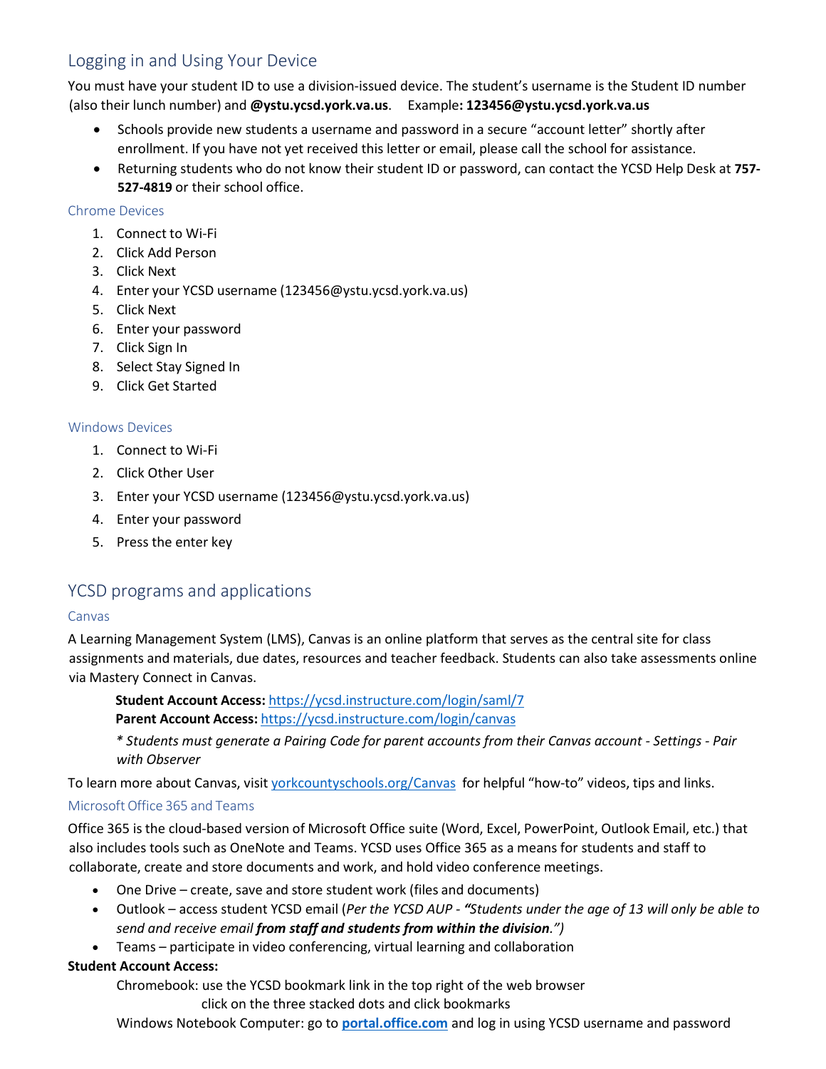## Logging in and Using Your Device

You must have your student ID to use a division-issued device. The student's username is the Student ID number (also their lunch number) and **@ystu.ycsd.york.va.us**. Example**: 123456@ystu.ycsd.york.va.us**

- Schools provide new students a username and password in a secure "account letter" shortly after enrollment. If you have not yet received this letter or email, please call the school for assistance.
- Returning students who do not know their student ID or password, can contact the YCSD Help Desk at **757-527-4819** or their school office.

### Chrome Devices

1. Connect to Wi-Fi
2. Click Add Person
3. Click Next
4. Enter your YCSD username (123456@ystu.ycsd.york.va.us)
5. Click Next
6. Enter your password
7. Click Sign In
8. Select Stay Signed In
9. Click Get Started

### Windows Devices

1. Connect to Wi-Fi
2. Click Other User
3. Enter your YCSD username (123456@ystu.ycsd.york.va.us)
4. Enter your password
5. Press the enter key

## YCSD programs and applications

### Canvas

A Learning Management System (LMS), Canvas is an online platform that serves as the central site for class assignments and materials, due dates, resources and teacher feedback. Students can also take assessments online via Mastery Connect in Canvas.

> **Student Account Access:** https://ycsd.instructure.com/login/saml/7
> **Parent Account Access:** https://ycsd.instructure.com/login/canvas
>
> *\* Students must generate a Pairing Code for parent accounts from their Canvas account - Settings - Pair with Observer*

To learn more about Canvas, visit yorkcountyschools.org/Canvas for helpful "how-to" videos, tips and links.

### Microsoft Office 365 and Teams

Office 365 is the cloud-based version of Microsoft Office suite (Word, Excel, PowerPoint, Outlook Email, etc.) that also includes tools such as OneNote and Teams. YCSD uses Office 365 as a means for students and staff to collaborate, create and store documents and work, and hold video conference meetings.

- One Drive – create, save and store student work (files and documents)
- Outlook – access student YCSD email (*Per the YCSD AUP - **"**Students under the age of 13 will only be able to send and receive email **from staff and students from within the division**.")*
- Teams – participate in video conferencing, virtual learning and collaboration

**Student Account Access:**

> Chromebook: use the YCSD bookmark link in the top right of the web browser
> click on the three stacked dots and click bookmarks
>
> Windows Notebook Computer: go to **portal.office.com** and log in using YCSD username and password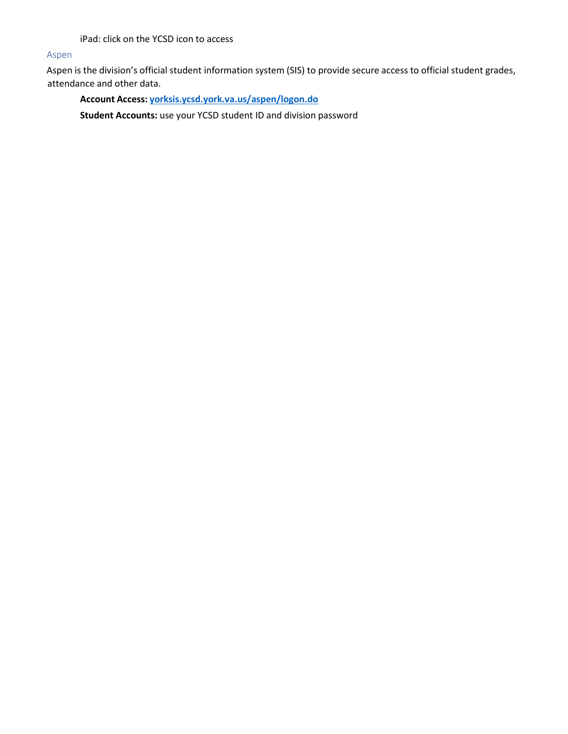iPad: click on the YCSD icon to access

## Aspen

Aspen is the division's official student information system (SIS) to provide secure access to official student grades, attendance and other data.

**Account Access:** [yorksis.ycsd.york.va.us/aspen/logon.do](yorksis.ycsd.york.va.us/aspen/logon.do)

**Student Accounts:** use your YCSD student ID and division password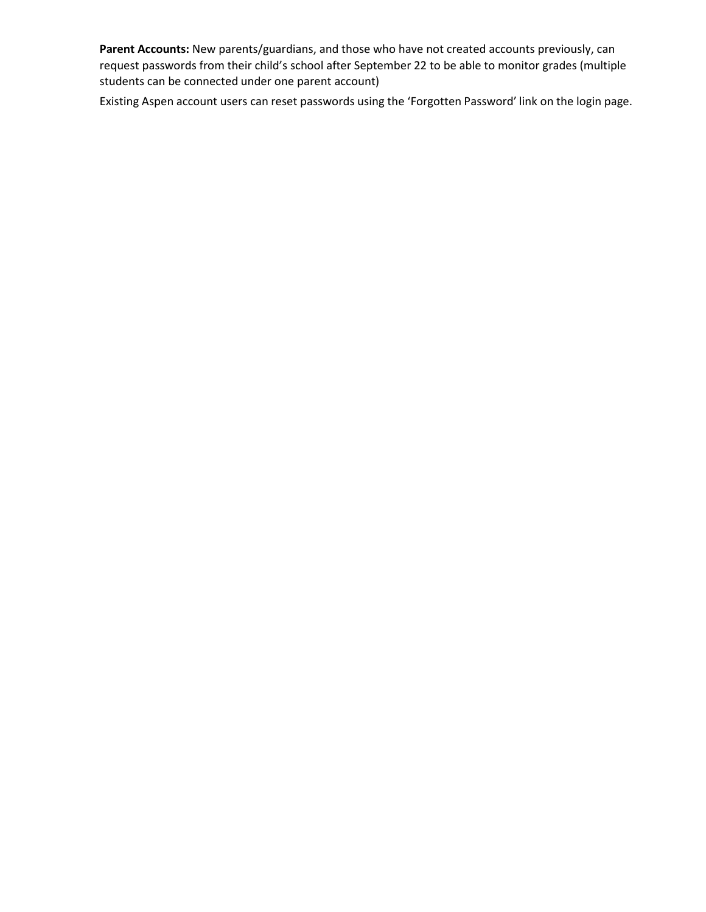**Parent Accounts:** New parents/guardians, and those who have not created accounts previously, can request passwords from their child's school after September 22 to be able to monitor grades (multiple students can be connected under one parent account)

Existing Aspen account users can reset passwords using the 'Forgotten Password' link on the login page.